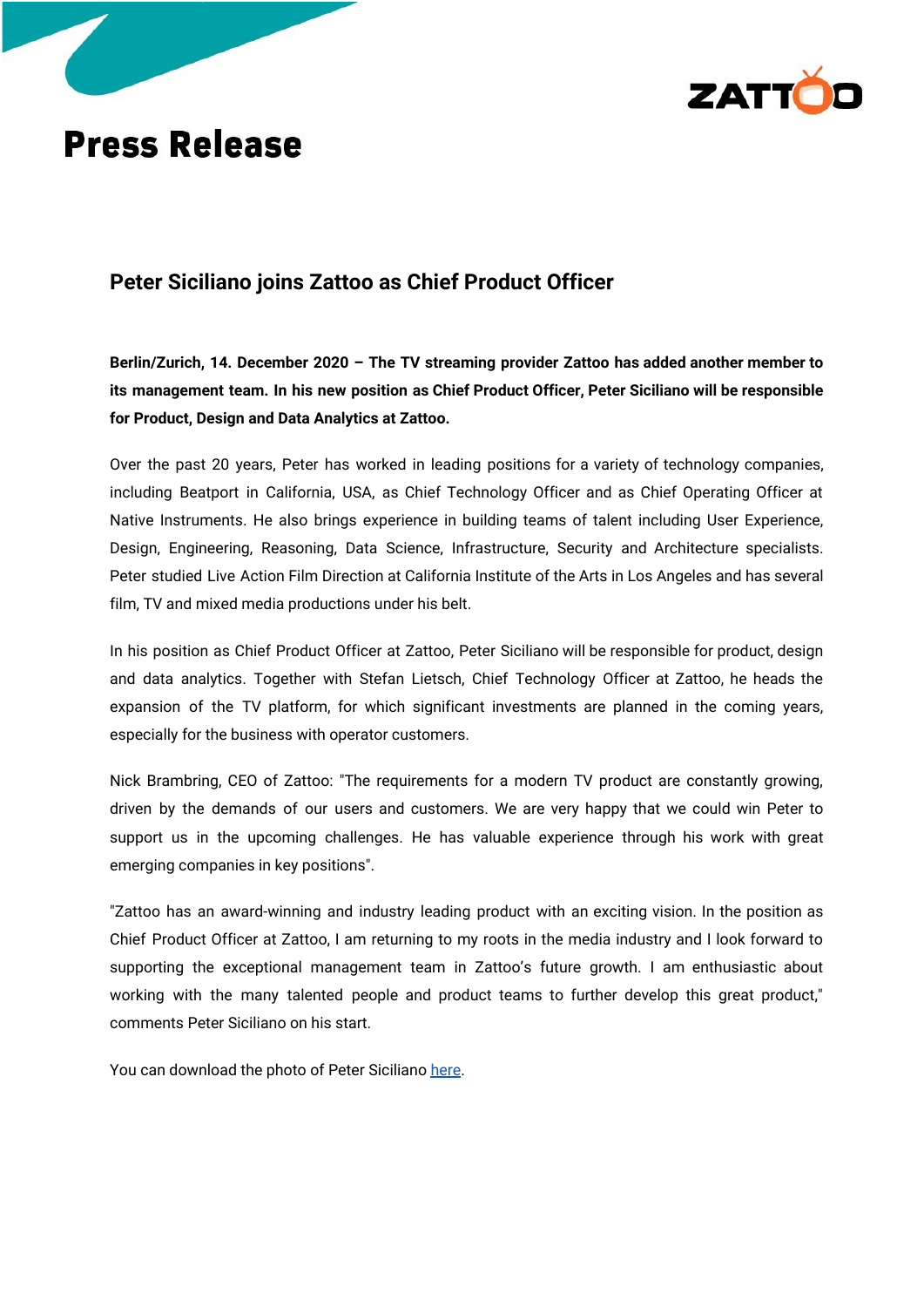# Press Release

## Peter Siciliano joins Zattoo as Chief Product Officer

**Berlin/Zurich, 14. December 2020 – The TV streaming provider Zattoo has added another member to its management team. In his new position as Chief Product Officer, Peter Siciliano will be responsible for Product, Design and Data Analytics at Zattoo.**

Over the past 20 years, Peter has worked in leading positions for a variety of technology companies, including Beatport in California, USA, as Chief Technology Officer and as Chief Operating Officer at Native Instruments. He also brings experience in building teams of talent including User Experience, Design, Engineering, Reasoning, Data Science, Infrastructure, Security and Architecture specialists. Peter studied Live Action Film Direction at California Institute of the Arts in Los Angeles and has several film, TV and mixed media productions under his belt.

In his position as Chief Product Officer at Zattoo, Peter Siciliano will be responsible for product, design and data analytics. Together with Stefan Lietsch, Chief Technology Officer at Zattoo, he heads the expansion of the TV platform, for which significant investments are planned in the coming years, especially for the business with operator customers.

Nick Brambring, CEO of Zattoo: "The requirements for a modern TV product are constantly growing, driven by the demands of our users and customers. We are very happy that we could win Peter to support us in the upcoming challenges. He has valuable experience through his work with great emerging companies in key positions".

"Zattoo has an award-winning and industry leading product with an exciting vision. In the position as Chief Product Officer at Zattoo, I am returning to my roots in the media industry and I look forward to supporting the exceptional management team in Zattoo's future growth. I am enthusiastic about working with the many talented people and product teams to further develop this great product," comments Peter Siciliano on his start.

You can download the photo of Peter Siciliano here.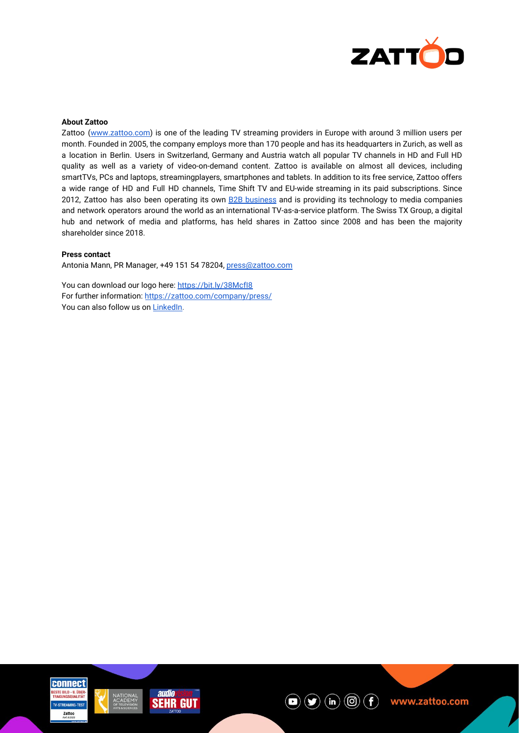**About Zattoo**

Zattoo ([www.zattoo.com](http://www.zattoo.com)) is one of the leading TV streaming providers in Europe with around 3 million users per month. Founded in 2005, the company employs more than 170 people and has its headquarters in Zurich, as well as a location in Berlin. Users in Switzerland, Germany and Austria watch all popular TV channels in HD and Full HD quality as well as a variety of video-on-demand content. Zattoo is available on almost all devices, including smartTVs, PCs and laptops, streamingplayers, smartphones and tablets. In addition to its free service, Zattoo offers a wide range of HD and Full HD channels, Time Shift TV and EU-wide streaming in its paid subscriptions. Since 2012, Zattoo has also been operating its own B2B business and is providing its technology to media companies and network operators around the world as an international TV-as-a-service platform. The Swiss TX Group, a digital hub and network of media and platforms, has held shares in Zattoo since 2008 and has been the majority shareholder since 2018.

**Press contact**

Antonia Mann, PR Manager, +49 151 54 78204, press@zattoo.com

You can download our logo here: https://bit.ly/38McfI8
For further information: https://zattoo.com/company/press/
You can also follow us on LinkedIn.